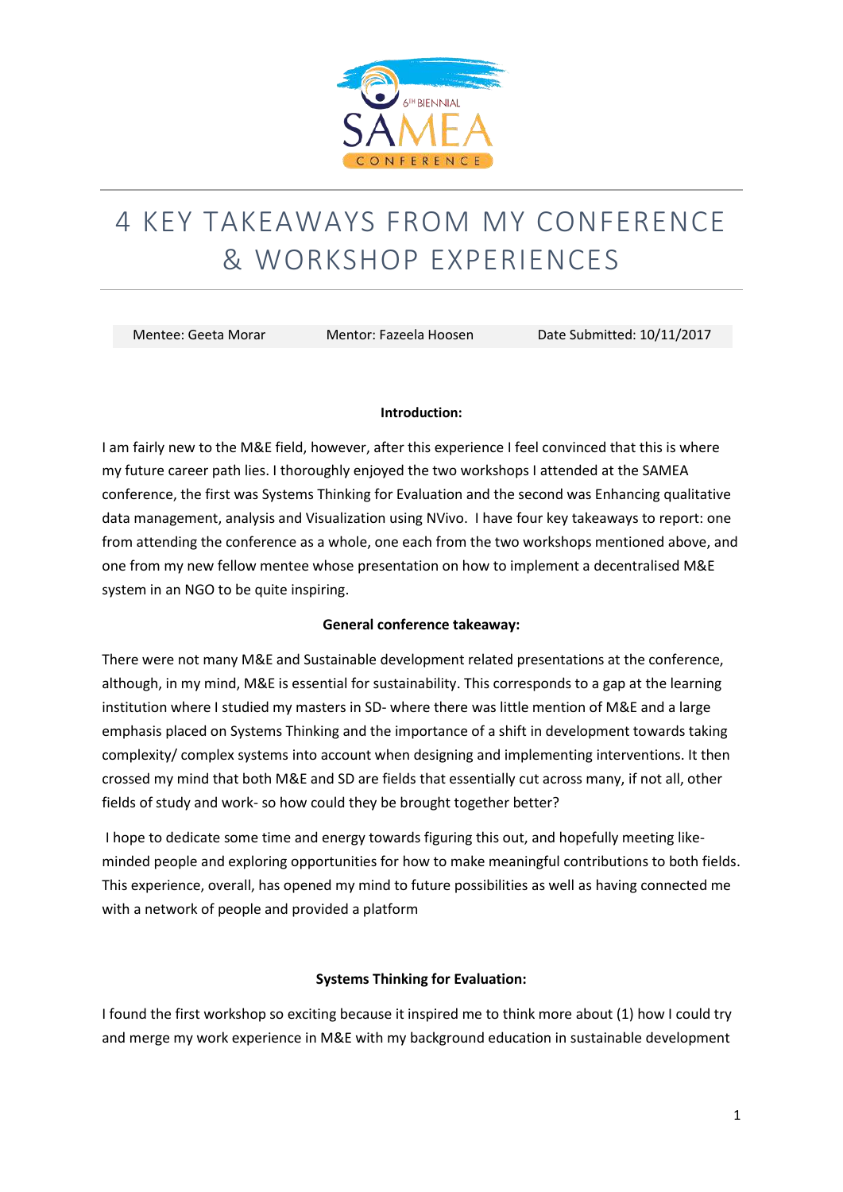# 4 KEY TAKEAWAYS FROM MY CONFERENCE & WORKSHOP EXPERIENCES

| Mentee: Geeta Morar | Mentor: Fazeela Hoosen | Date Submitted: 10/11/2017 |
|---|---|---|

**Introduction:**

I am fairly new to the M&E field, however, after this experience I feel convinced that this is where my future career path lies. I thoroughly enjoyed the two workshops I attended at the SAMEA conference, the first was Systems Thinking for Evaluation and the second was Enhancing qualitative data management, analysis and Visualization using NVivo. I have four key takeaways to report: one from attending the conference as a whole, one each from the two workshops mentioned above, and one from my new fellow mentee whose presentation on how to implement a decentralised M&E system in an NGO to be quite inspiring.

**General conference takeaway:**

There were not many M&E and Sustainable development related presentations at the conference, although, in my mind, M&E is essential for sustainability. This corresponds to a gap at the learning institution where I studied my masters in SD- where there was little mention of M&E and a large emphasis placed on Systems Thinking and the importance of a shift in development towards taking complexity/ complex systems into account when designing and implementing interventions. It then crossed my mind that both M&E and SD are fields that essentially cut across many, if not all, other fields of study and work- so how could they be brought together better?

I hope to dedicate some time and energy towards figuring this out, and hopefully meeting like-minded people and exploring opportunities for how to make meaningful contributions to both fields. This experience, overall, has opened my mind to future possibilities as well as having connected me with a network of people and provided a platform

**Systems Thinking for Evaluation:**

I found the first workshop so exciting because it inspired me to think more about (1) how I could try and merge my work experience in M&E with my background education in sustainable development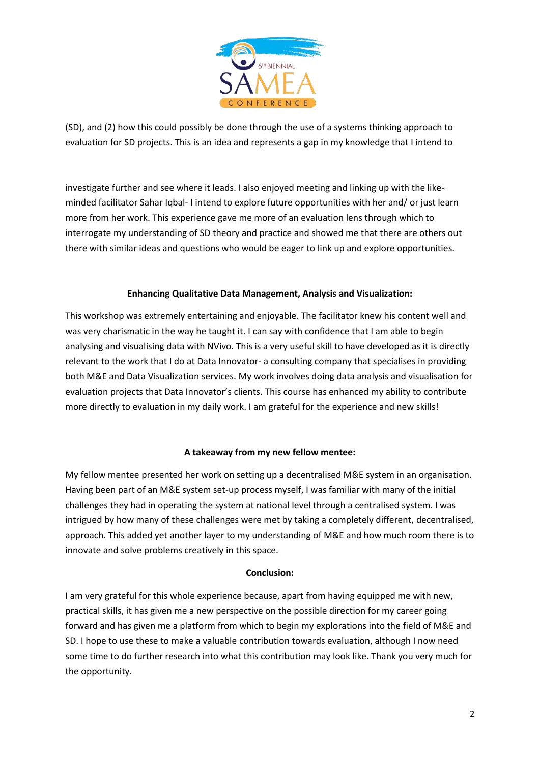(SD), and (2) how this could possibly be done through the use of a systems thinking approach to evaluation for SD projects. This is an idea and represents a gap in my knowledge that I intend to

investigate further and see where it leads. I also enjoyed meeting and linking up with the like-minded facilitator Sahar Iqbal- I intend to explore future opportunities with her and/ or just learn more from her work. This experience gave me more of an evaluation lens through which to interrogate my understanding of SD theory and practice and showed me that there are others out there with similar ideas and questions who would be eager to link up and explore opportunities.

**Enhancing Qualitative Data Management, Analysis and Visualization:**

This workshop was extremely entertaining and enjoyable. The facilitator knew his content well and was very charismatic in the way he taught it. I can say with confidence that I am able to begin analysing and visualising data with NVivo. This is a very useful skill to have developed as it is directly relevant to the work that I do at Data Innovator- a consulting company that specialises in providing both M&E and Data Visualization services. My work involves doing data analysis and visualisation for evaluation projects that Data Innovator's clients. This course has enhanced my ability to contribute more directly to evaluation in my daily work. I am grateful for the experience and new skills!

**A takeaway from my new fellow mentee:**

My fellow mentee presented her work on setting up a decentralised M&E system in an organisation. Having been part of an M&E system set-up process myself, I was familiar with many of the initial challenges they had in operating the system at national level through a centralised system. I was intrigued by how many of these challenges were met by taking a completely different, decentralised, approach. This added yet another layer to my understanding of M&E and how much room there is to innovate and solve problems creatively in this space.

**Conclusion:**

I am very grateful for this whole experience because, apart from having equipped me with new, practical skills, it has given me a new perspective on the possible direction for my career going forward and has given me a platform from which to begin my explorations into the field of M&E and SD. I hope to use these to make a valuable contribution towards evaluation, although I now need some time to do further research into what this contribution may look like. Thank you very much for the opportunity.